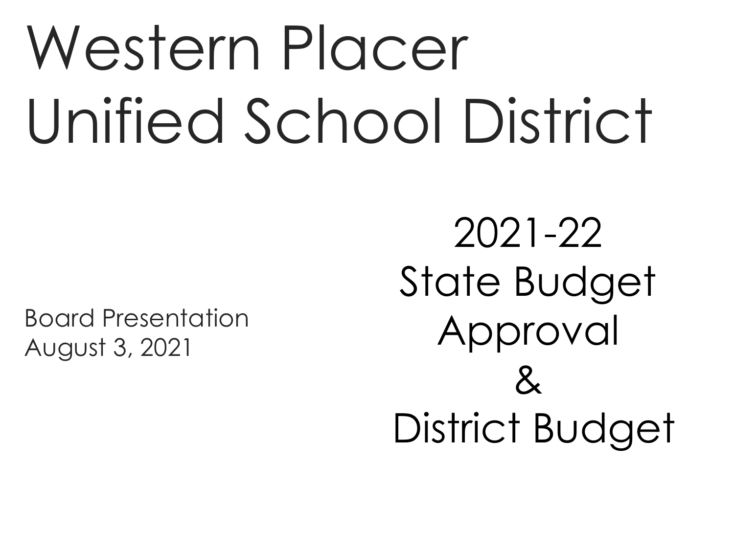# Western Placer Unified School District

Board Presentation
August 3, 2021

## 2021-22 State Budget Approval & District Budget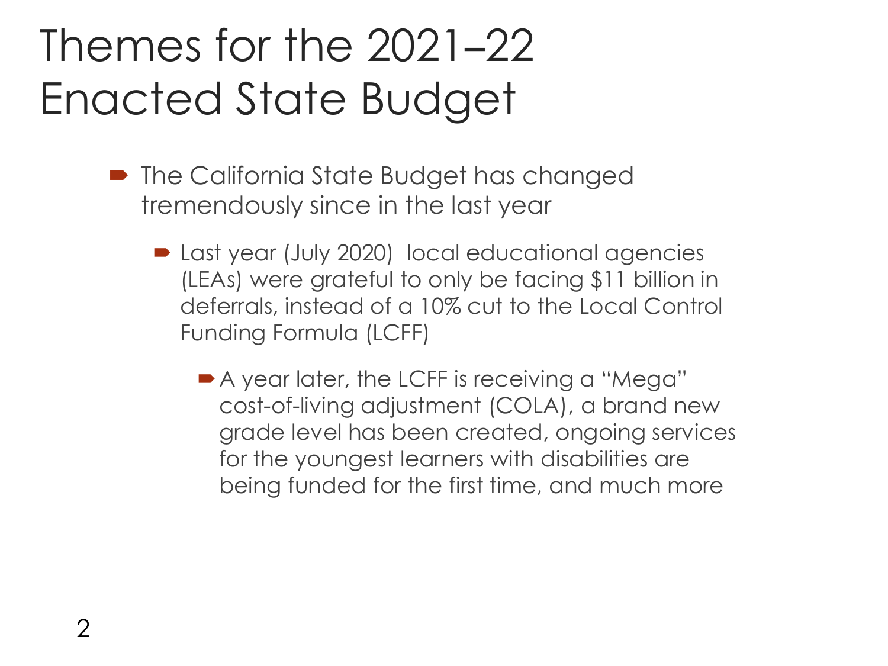# Themes for the 2021–22 Enacted State Budget

- The California State Budget has changed tremendously since in the last year
  - Last year (July 2020)  local educational agencies (LEAs) were grateful to only be facing $11 billion in deferrals, instead of a 10% cut to the Local Control Funding Formula (LCFF)
    - A year later, the LCFF is receiving a "Mega" cost-of-living adjustment (COLA), a brand new grade level has been created, ongoing services for the youngest learners with disabilities are being funded for the first time, and much more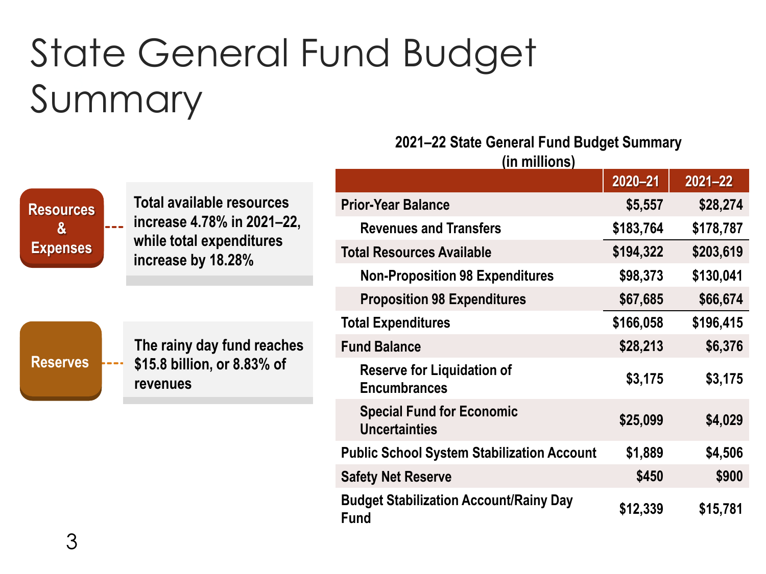# State General Fund Budget Summary

**Resources & Expenses**

**Total available resources increase 4.78% in 2021–22, while total expenditures increase by 18.28%**

**Reserves**

**The rainy day fund reaches $15.8 billion, or 8.83% of revenues**

**2021–22 State General Fund Budget Summary (in millions)**

| | 2020–21 | 2021–22 |
|---|---|---|
| Prior-Year Balance | $5,557 | $28,274 |
| Revenues and Transfers | $183,764 | $178,787 |
| Total Resources Available | $194,322 | $203,619 |
| Non-Proposition 98 Expenditures | $98,373 | $130,041 |
| Proposition 98 Expenditures | $67,685 | $66,674 |
| Total Expenditures | $166,058 | $196,415 |
| Fund Balance | $28,213 | $6,376 |
| Reserve for Liquidation of Encumbrances | $3,175 | $3,175 |
| Special Fund for Economic Uncertainties | $25,099 | $4,029 |
| Public School System Stabilization Account | $1,889 | $4,506 |
| Safety Net Reserve | $450 | $900 |
| Budget Stabilization Account/Rainy Day Fund | $12,339 | $15,781 |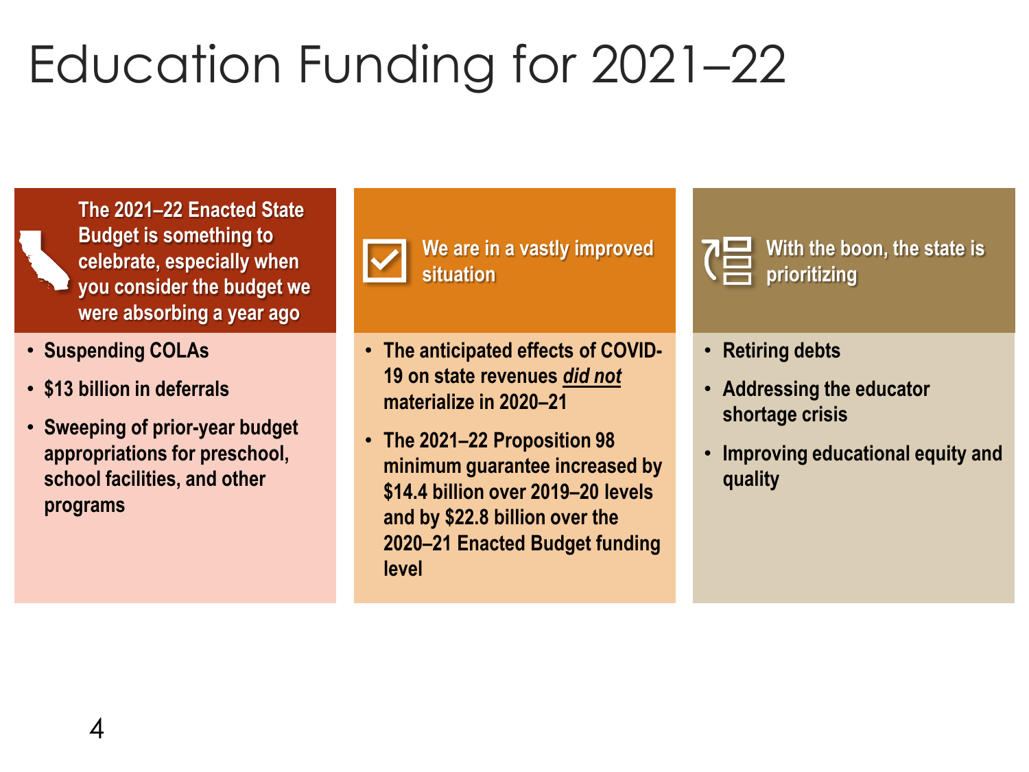# Education Funding for 2021–22

**The 2021–22 Enacted State Budget is something to celebrate, especially when you consider the budget we were absorbing a year ago**

- Suspending COLAs
- $13 billion in deferrals
- Sweeping of prior-year budget appropriations for preschool, school facilities, and other programs

**We are in a vastly improved situation**

- The anticipated effects of COVID-19 on state revenues ***did not*** materialize in 2020–21
- The 2021–22 Proposition 98 minimum guarantee increased by $14.4 billion over 2019–20 levels and by $22.8 billion over the 2020–21 Enacted Budget funding level

**With the boon, the state is prioritizing**

- Retiring debts
- Addressing the educator shortage crisis
- Improving educational equity and quality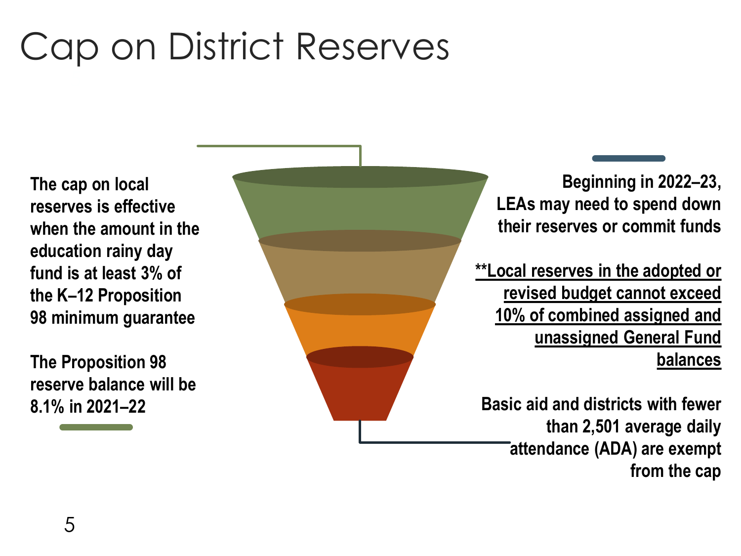# Cap on District Reserves

**The cap on local reserves is effective when the amount in the education rainy day fund is at least 3% of the K–12 Proposition 98 minimum guarantee**

**The Proposition 98 reserve balance will be 8.1% in 2021–22**

**Beginning in 2022–23, LEAs may need to spend down their reserves or commit funds**

**<u>\*\*Local reserves in the adopted or revised budget cannot exceed 10% of combined assigned and unassigned General Fund balances</u>**

**Basic aid and districts with fewer than 2,501 average daily attendance (ADA) are exempt from the cap**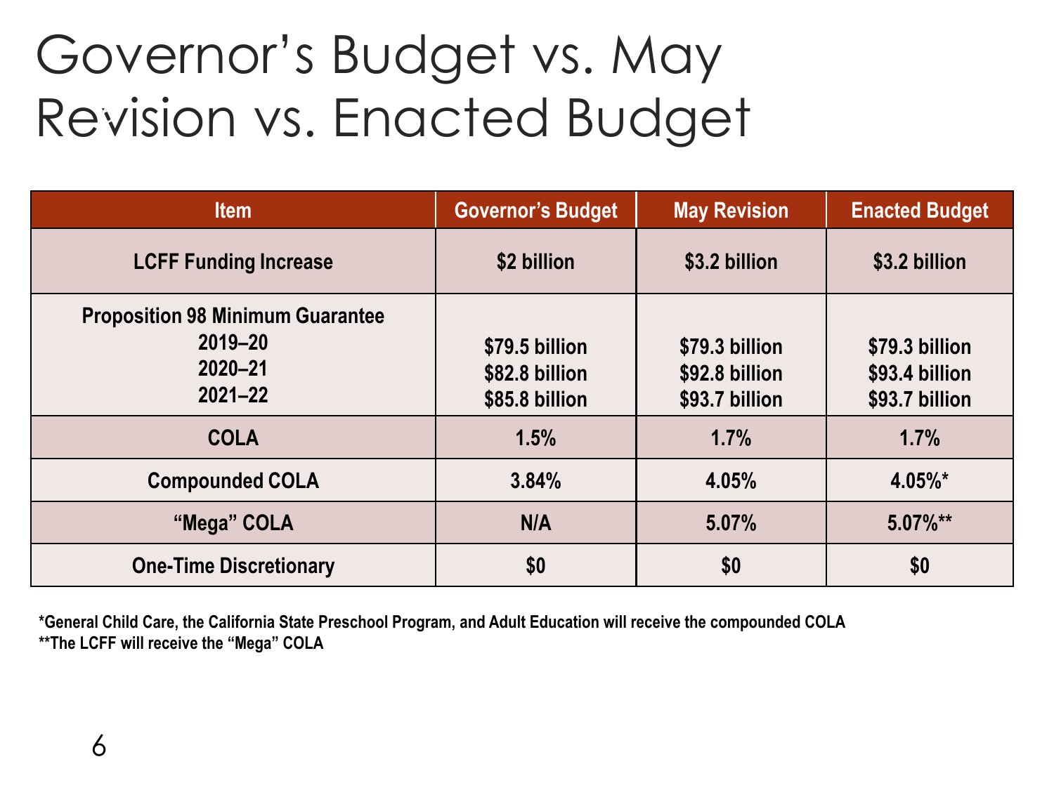# Governor's Budget vs. May Revision vs. Enacted Budget

| Item | Governor's Budget | May Revision | Enacted Budget |
| --- | --- | --- | --- |
| LCFF Funding Increase | $2 billion | $3.2 billion | $3.2 billion |
| Proposition 98 Minimum Guarantee<br>2019–20<br>2020–21<br>2021–22 | <br>$79.5 billion<br>$82.8 billion<br>$85.8 billion | <br>$79.3 billion<br>$92.8 billion<br>$93.7 billion | <br>$79.3 billion<br>$93.4 billion<br>$93.7 billion |
| COLA | 1.5% | 1.7% | 1.7% |
| Compounded COLA | 3.84% | 4.05% | 4.05%* |
| "Mega" COLA | N/A | 5.07% | 5.07%** |
| One-Time Discretionary | $0 | $0 | $0 |

**\*General Child Care, the California State Preschool Program, and Adult Education will receive the compounded COLA**
**\*\*The LCFF will receive the "Mega" COLA**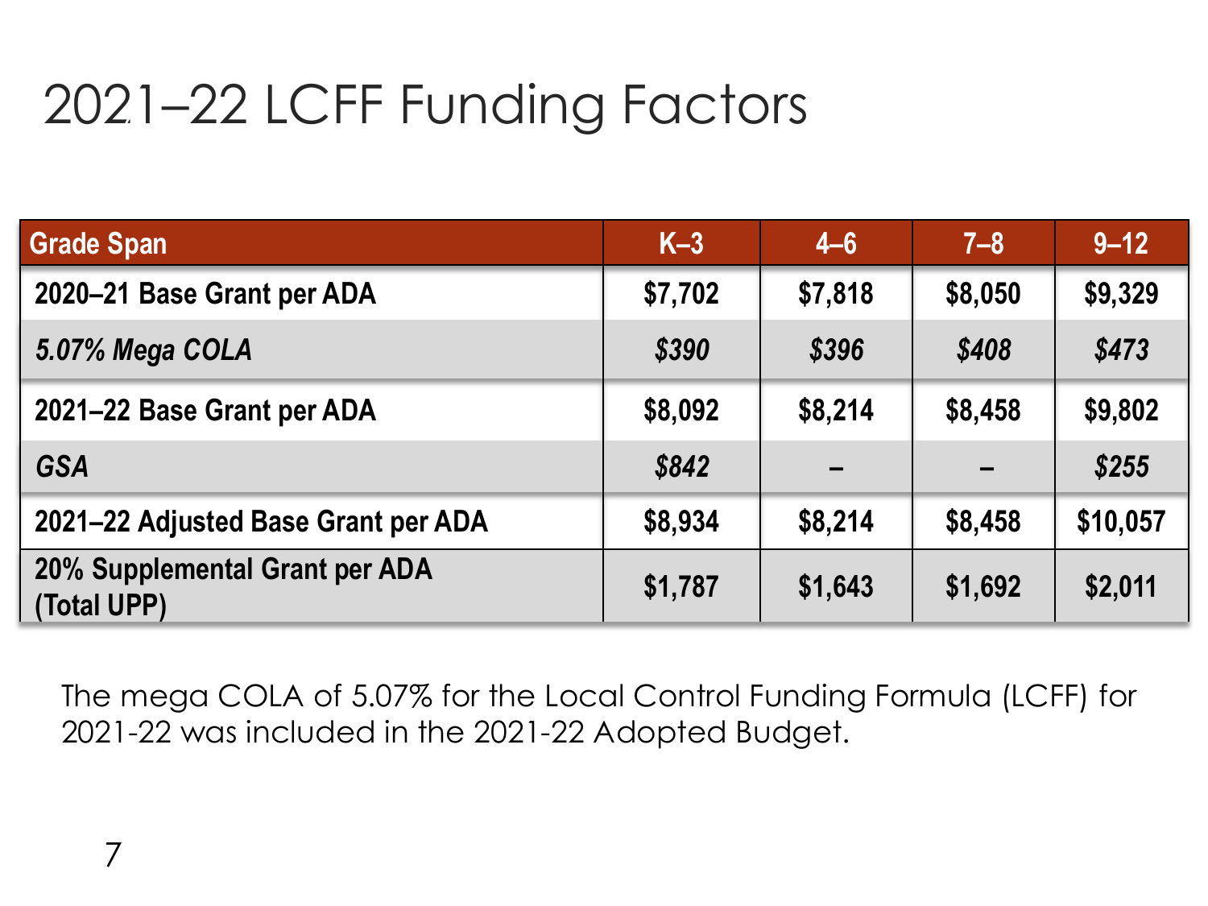# 2021–22 LCFF Funding Factors

| Grade Span | K–3 | 4–6 | 7–8 | 9–12 |
|---|---|---|---|---|
| **2020–21 Base Grant per ADA** | **$7,702** | **$7,818** | **$8,050** | **$9,329** |
| ***5.07% Mega COLA*** | ***$390*** | ***$396*** | ***$408*** | ***$473*** |
| **2021–22 Base Grant per ADA** | **$8,092** | **$8,214** | **$8,458** | **$9,802** |
| ***GSA*** | ***$842*** | – | – | ***$255*** |
| **2021–22 Adjusted Base Grant per ADA** | **$8,934** | **$8,214** | **$8,458** | **$10,057** |
| **20% Supplemental Grant per ADA (Total UPP)** | **$1,787** | **$1,643** | **$1,692** | **$2,011** |

The mega COLA of 5.07% for the Local Control Funding Formula (LCFF) for 2021-22 was included in the 2021-22 Adopted Budget.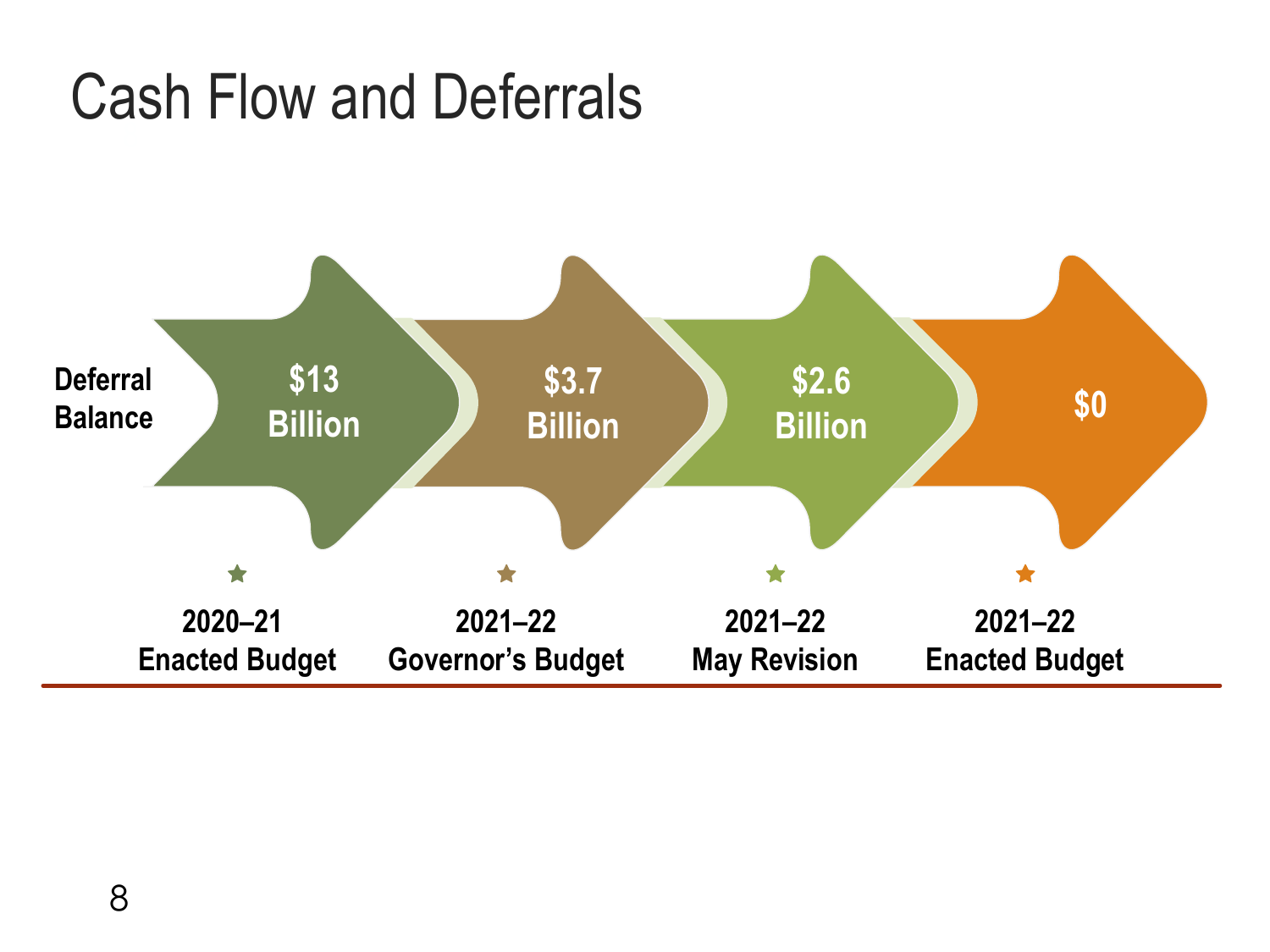# Cash Flow and Deferrals

| Deferral Balance | $13 Billion | $3.7 Billion | $2.6 Billion | $0 |
| --- | --- | --- | --- | --- |
| | 2020–21 Enacted Budget | 2021–22 Governor's Budget | 2021–22 May Revision | 2021–22 Enacted Budget |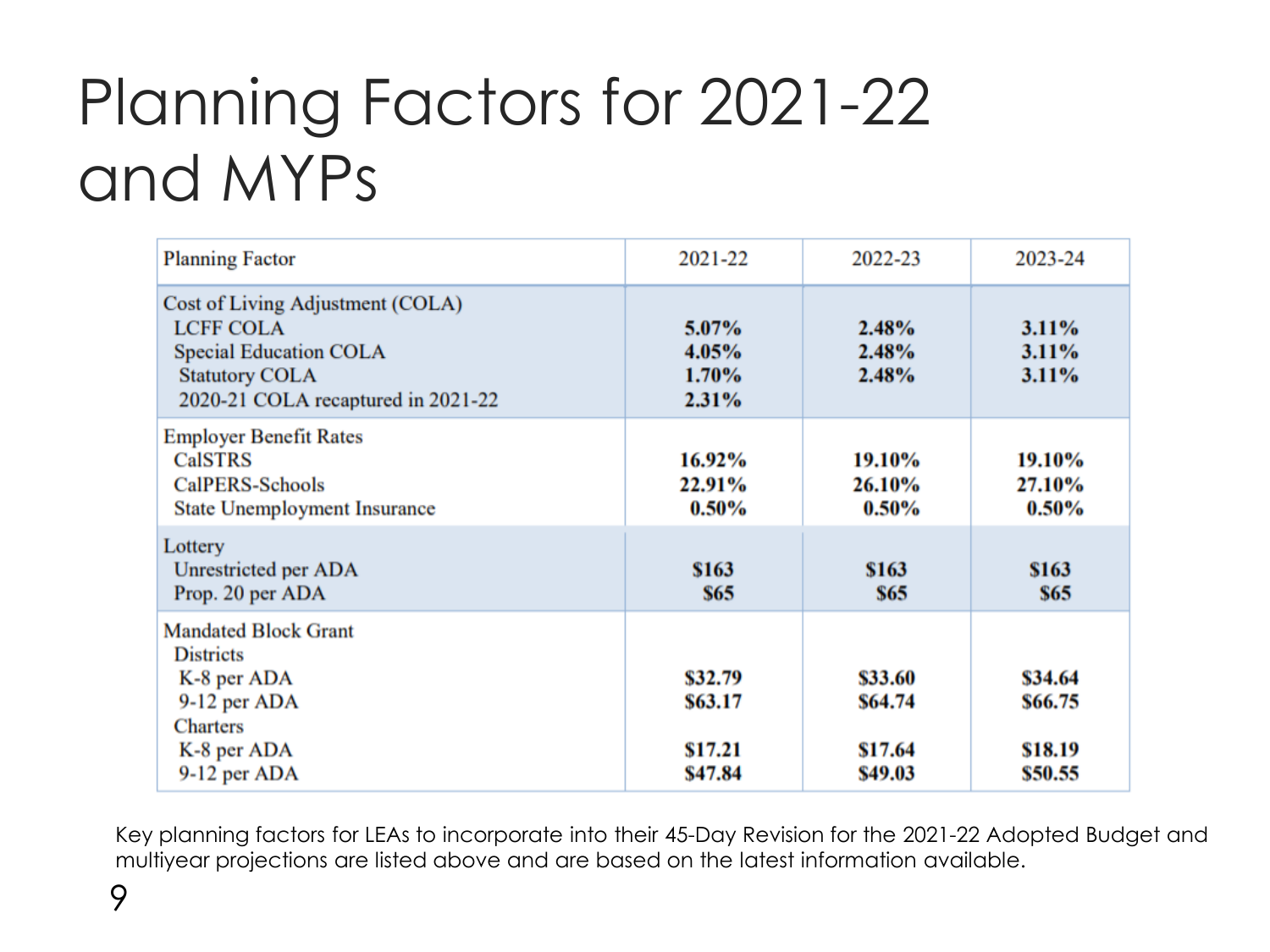# Planning Factors for 2021-22 and MYPs

| Planning Factor | 2021-22 | 2022-23 | 2023-24 |
|---|---|---|---|
| Cost of Living Adjustment (COLA) | | | |
| LCFF COLA | **5.07%** | **2.48%** | **3.11%** |
| Special Education COLA | **4.05%** | **2.48%** | **3.11%** |
| Statutory COLA | **1.70%** | **2.48%** | **3.11%** |
| 2020-21 COLA recaptured in 2021-22 | **2.31%** | | |
| Employer Benefit Rates | | | |
| CalSTRS | **16.92%** | **19.10%** | **19.10%** |
| CalPERS-Schools | **22.91%** | **26.10%** | **27.10%** |
| State Unemployment Insurance | **0.50%** | **0.50%** | **0.50%** |
| Lottery | | | |
| Unrestricted per ADA | **$163** | **$163** | **$163** |
| Prop. 20 per ADA | **$65** | **$65** | **$65** |
| Mandated Block Grant | | | |
| Districts | | | |
| K-8 per ADA | **$32.79** | **$33.60** | **$34.64** |
| 9-12 per ADA | **$63.17** | **$64.74** | **$66.75** |
| Charters | | | |
| K-8 per ADA | **$17.21** | **$17.64** | **$18.19** |
| 9-12 per ADA | **$47.84** | **$49.03** | **$50.55** |

Key planning factors for LEAs to incorporate into their 45-Day Revision for the 2021-22 Adopted Budget and multiyear projections are listed above and are based on the latest information available.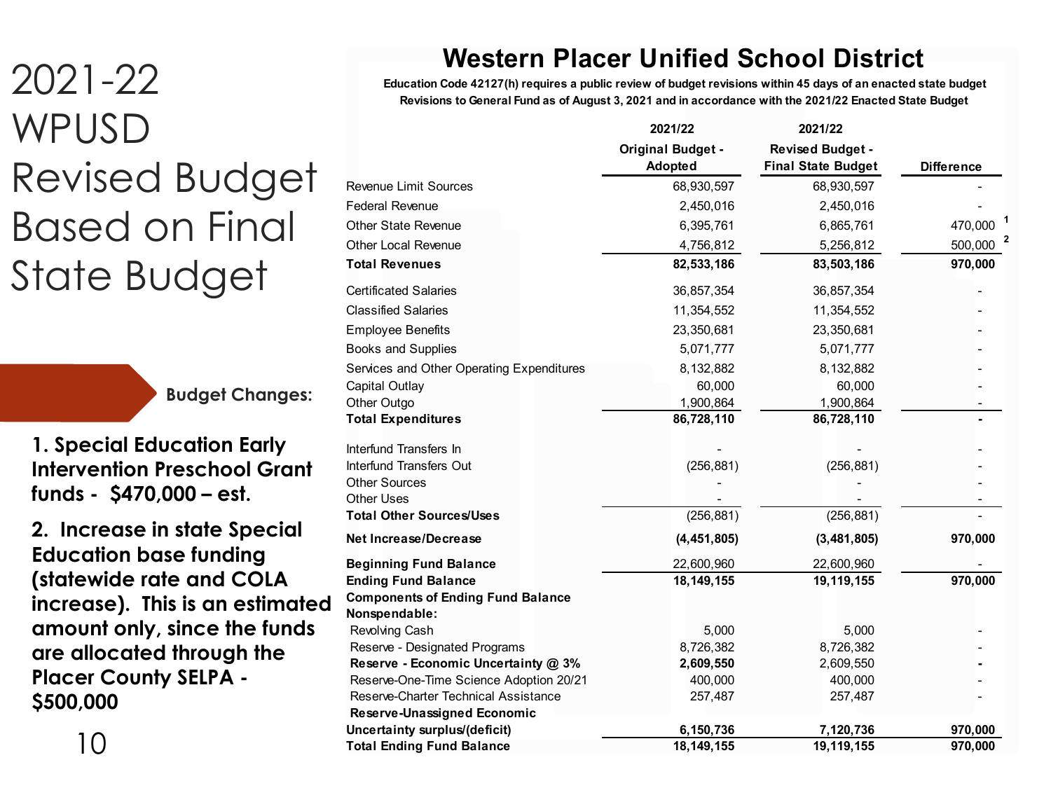# 2021-22 WPUSD Revised Budget Based on Final State Budget

**Budget Changes:**

**1. Special Education Early Intervention Preschool Grant funds - $470,000 – est.**

**2. Increase in state Special Education base funding (statewide rate and COLA increase). This is an estimated amount only, since the funds are allocated through the Placer County SELPA - $500,000**

## Western Placer Unified School District

**Education Code 42127(h) requires a public review of budget revisions within 45 days of an enacted state budget**
**Revisions to General Fund as of August 3, 2021 and in accordance with the 2021/22 Enacted State Budget**

| | 2021/22 Original Budget - Adopted | 2021/22 Revised Budget - Final State Budget | Difference |
|---|---|---|---|
| Revenue Limit Sources | 68,930,597 | 68,930,597 | - |
| Federal Revenue | 2,450,016 | 2,450,016 | - |
| Other State Revenue | 6,395,761 | 6,865,761 | 470,000 [1] |
| Other Local Revenue | 4,756,812 | 5,256,812 | 500,000 [2] |
| **Total Revenues** | **82,533,186** | **83,503,186** | **970,000** |
| Certificated Salaries | 36,857,354 | 36,857,354 | - |
| Classified Salaries | 11,354,552 | 11,354,552 | - |
| Employee Benefits | 23,350,681 | 23,350,681 | - |
| Books and Supplies | 5,071,777 | 5,071,777 | - |
| Services and Other Operating Expenditures | 8,132,882 | 8,132,882 | - |
| Capital Outlay | 60,000 | 60,000 | - |
| Other Outgo | 1,900,864 | 1,900,864 | - |
| **Total Expenditures** | **86,728,110** | **86,728,110** | **-** |
| Interfund Transfers In | - | - | - |
| Interfund Transfers Out | (256,881) | (256,881) | - |
| Other Sources | - | - | - |
| Other Uses | - | - | - |
| **Total Other Sources/Uses** | (256,881) | (256,881) | - |
| **Net Increase/Decrease** | **(4,451,805)** | **(3,481,805)** | **970,000** |
| **Beginning Fund Balance** | 22,600,960 | 22,600,960 | - |
| **Ending Fund Balance** | **18,149,155** | **19,119,155** | **970,000** |
| **Components of Ending Fund Balance** | | | |
| **Nonspendable:** | | | |
| Revolving Cash | 5,000 | 5,000 | - |
| Reserve - Designated Programs | 8,726,382 | 8,726,382 | - |
| **Reserve - Economic Uncertainty @ 3%** | **2,609,550** | 2,609,550 | **-** |
| Reserve-One-Time Science Adoption 20/21 | 400,000 | 400,000 | - |
| Reserve-Charter Technical Assistance | 257,487 | 257,487 | - |
| **Reserve-Unassigned Economic Uncertainty surplus/(deficit)** | **6,150,736** | **7,120,736** | **970,000** |
| **Total Ending Fund Balance** | **18,149,155** | **19,119,155** | **970,000** |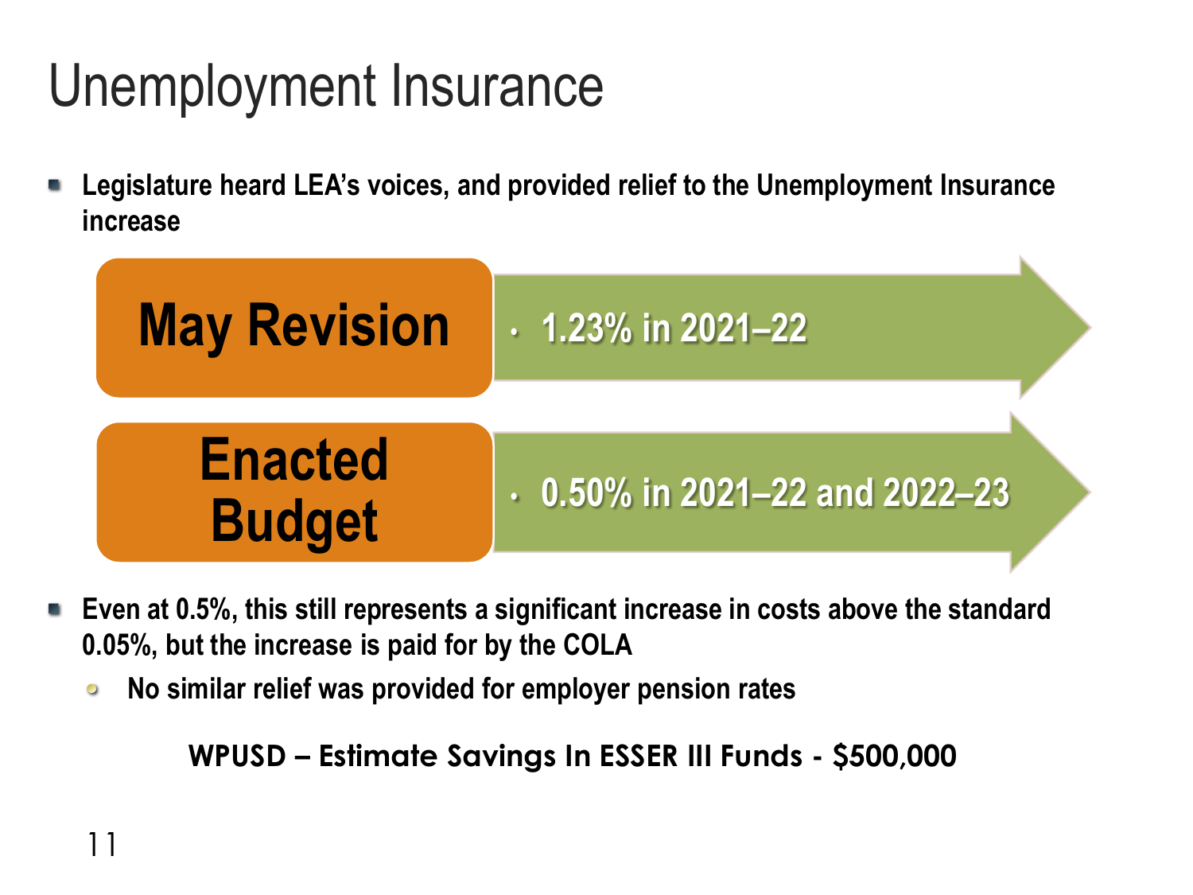# Unemployment Insurance

- **Legislature heard LEA's voices, and provided relief to the Unemployment Insurance increase**

**May Revision**

- 1.23% in 2021–22

**Enacted Budget**

- 0.50% in 2021–22 and 2022–23

- **Even at 0.5%, this still represents a significant increase in costs above the standard 0.05%, but the increase is paid for by the COLA**
  - **No similar relief was provided for employer pension rates**

**WPUSD – Estimate Savings In ESSER III Funds - $500,000**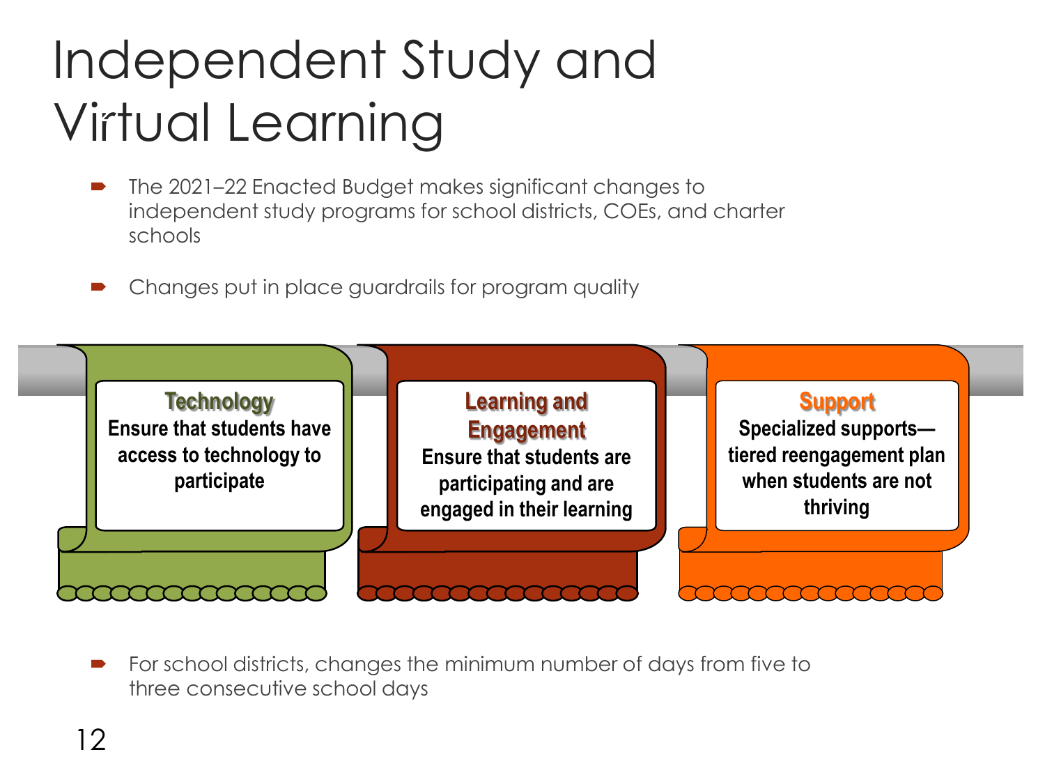# Independent Study and Virtual Learning

- The 2021–22 Enacted Budget makes significant changes to independent study programs for school districts, COEs, and charter schools
- Changes put in place guardrails for program quality

**Technology**
Ensure that students have access to technology to participate

**Learning and Engagement**
Ensure that students are participating and are engaged in their learning

**Support**
Specialized supports—tiered reengagement plan when students are not thriving

- For school districts, changes the minimum number of days from five to three consecutive school days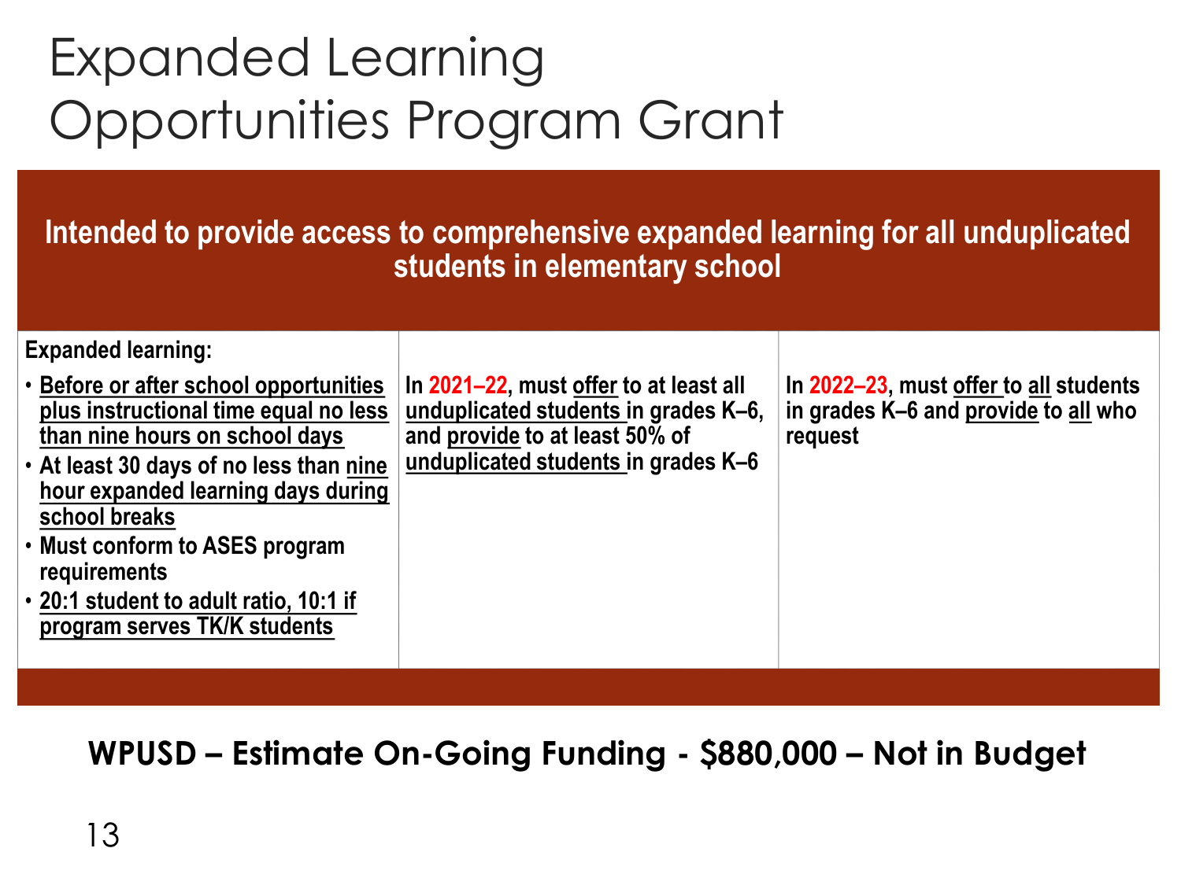# Expanded Learning Opportunities Program Grant

**Intended to provide access to comprehensive expanded learning for all unduplicated students in elementary school**

| Expanded learning: | | |
|---|---|---|
| • Before or after school opportunities plus instructional time equal no less than nine hours on school days<br>• At least 30 days of no less than nine hour expanded learning days during school breaks<br>• Must conform to ASES program requirements<br>• 20:1 student to adult ratio, 10:1 if program serves TK/K students | In 2021–22, must offer to at least all unduplicated students in grades K–6, and provide to at least 50% of unduplicated students in grades K–6 | In 2022–23, must offer to all students in grades K–6 and provide to all who request |

**WPUSD – Estimate On-Going Funding - $880,000 – Not in Budget**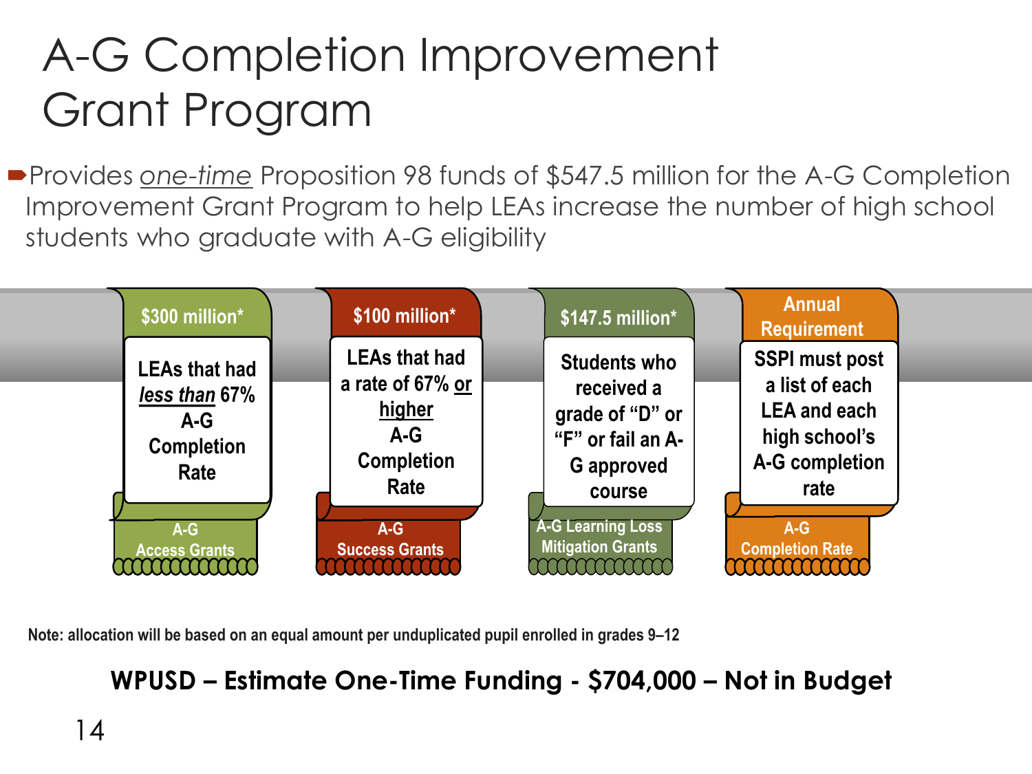# A-G Completion Improvement Grant Program

- Provides *one-time* Proposition 98 funds of $547.5 million for the A-G Completion Improvement Grant Program to help LEAs increase the number of high school students who graduate with A-G eligibility

| $300 million* | $100 million* | $147.5 million* | Annual Requirement |
|---|---|---|---|
| LEAs that had ***less than*** 67% A-G Completion Rate | LEAs that had a rate of 67% **or higher** A-G Completion Rate | Students who received a grade of "D" or "F" or fail an A-G approved course | SSPI must post a list of each LEA and each high school's A-G completion rate |
| A-G Access Grants | A-G Success Grants | A-G Learning Loss Mitigation Grants | A-G Completion Rate |

**Note: allocation will be based on an equal amount per unduplicated pupil enrolled in grades 9–12**

**WPUSD – Estimate One-Time Funding - $704,000 – Not in Budget**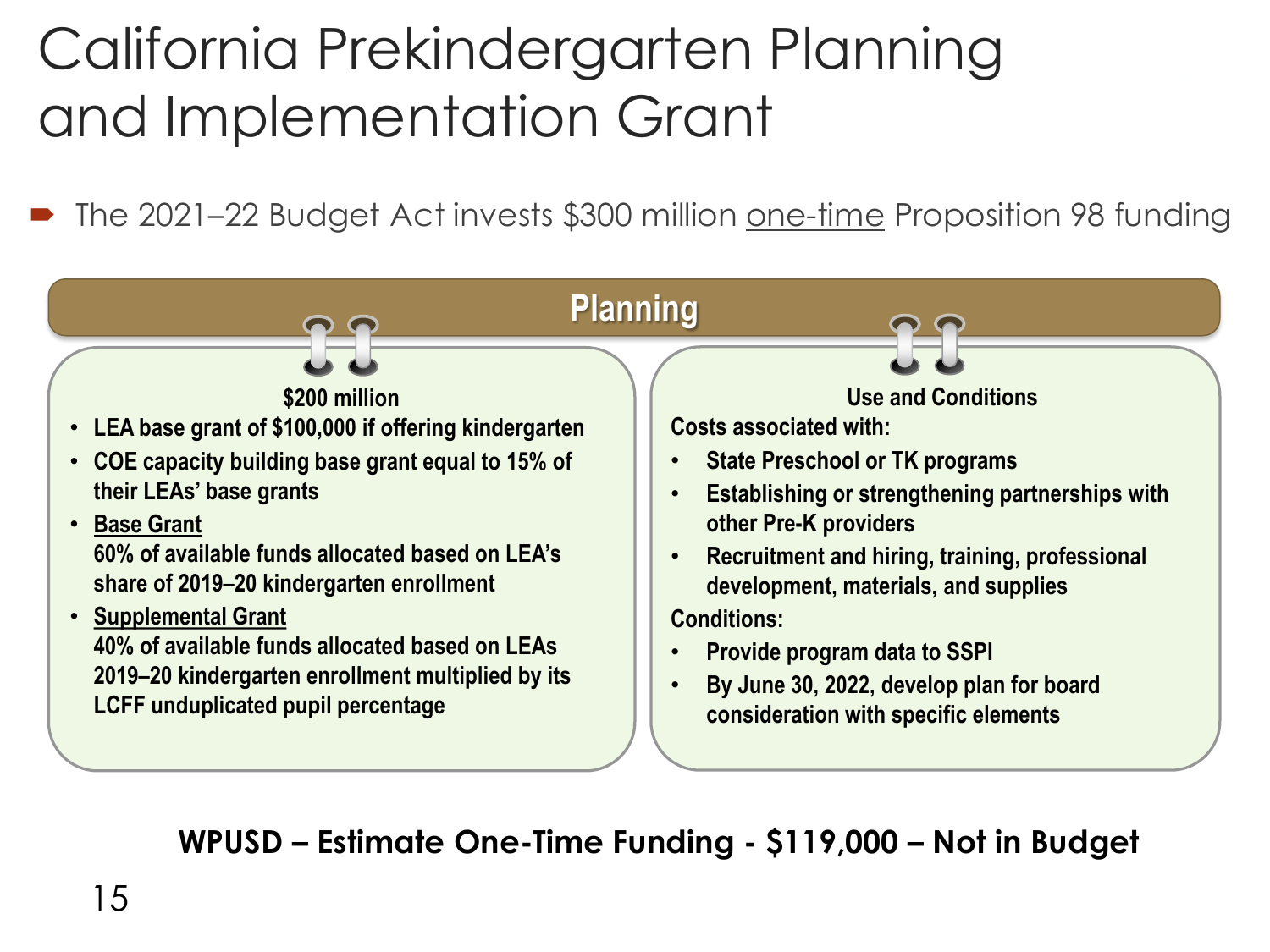# California Prekindergarten Planning and Implementation Grant

- The 2021–22 Budget Act invests $300 million <u>one-time</u> Proposition 98 funding

## Planning

**$200 million**

- LEA base grant of $100,000 if offering kindergarten
- COE capacity building base grant equal to 15% of their LEAs' base grants
- <u>Base Grant</u>
  60% of available funds allocated based on LEA's share of 2019–20 kindergarten enrollment
- <u>Supplemental Grant</u>
  40% of available funds allocated based on LEAs 2019–20 kindergarten enrollment multiplied by its LCFF unduplicated pupil percentage

**Use and Conditions**

Costs associated with:

- State Preschool or TK programs
- Establishing or strengthening partnerships with other Pre-K providers
- Recruitment and hiring, training, professional development, materials, and supplies

Conditions:

- Provide program data to SSPI
- By June 30, 2022, develop plan for board consideration with specific elements

**WPUSD – Estimate One-Time Funding - $119,000 – Not in Budget**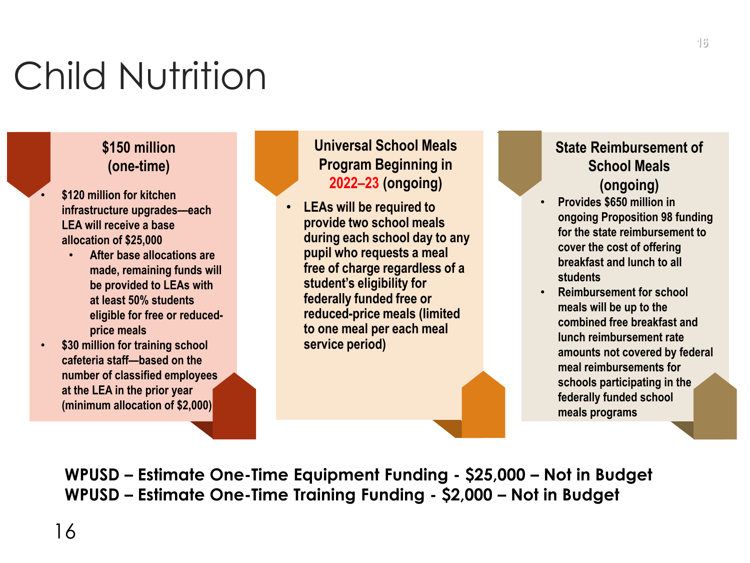# Child Nutrition

### $150 million (one-time)

- $120 million for kitchen infrastructure upgrades—each LEA will receive a base allocation of $25,000
  - After base allocations are made, remaining funds will be provided to LEAs with at least 50% students eligible for free or reduced-price meals
- $30 million for training school cafeteria staff—based on the number of classified employees at the LEA in the prior year (minimum allocation of $2,000)

### Universal School Meals Program Beginning in 2022–23 (ongoing)

- LEAs will be required to provide two school meals during each school day to any pupil who requests a meal free of charge regardless of a student's eligibility for federally funded free or reduced-price meals (limited to one meal per each meal service period)

### State Reimbursement of School Meals (ongoing)

- Provides $650 million in ongoing Proposition 98 funding for the state reimbursement to cover the cost of offering breakfast and lunch to all students
- Reimbursement for school meals will be up to the combined free breakfast and lunch reimbursement rate amounts not covered by federal meal reimbursements for schools participating in the federally funded school meals programs

**WPUSD – Estimate One-Time Equipment Funding - $25,000 – Not in Budget**
**WPUSD – Estimate One-Time Training Funding - $2,000 – Not in Budget**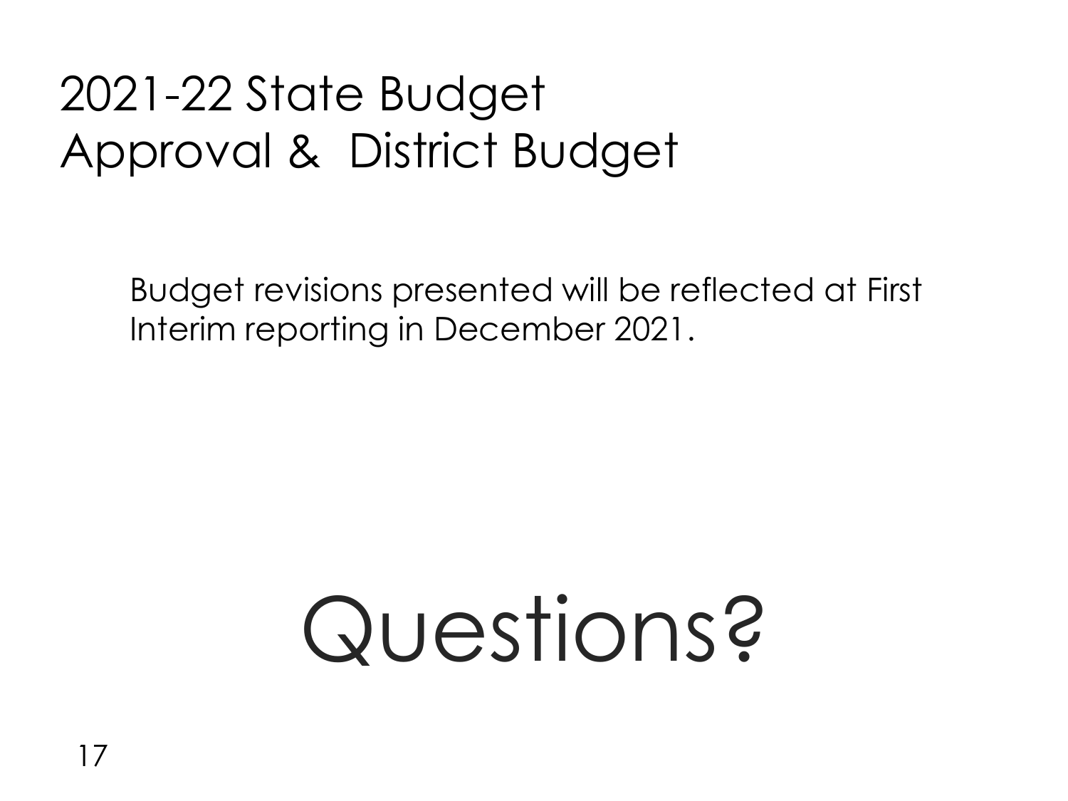# 2021-22 State Budget Approval & District Budget

Budget revisions presented will be reflected at First Interim reporting in December 2021.

# Questions?